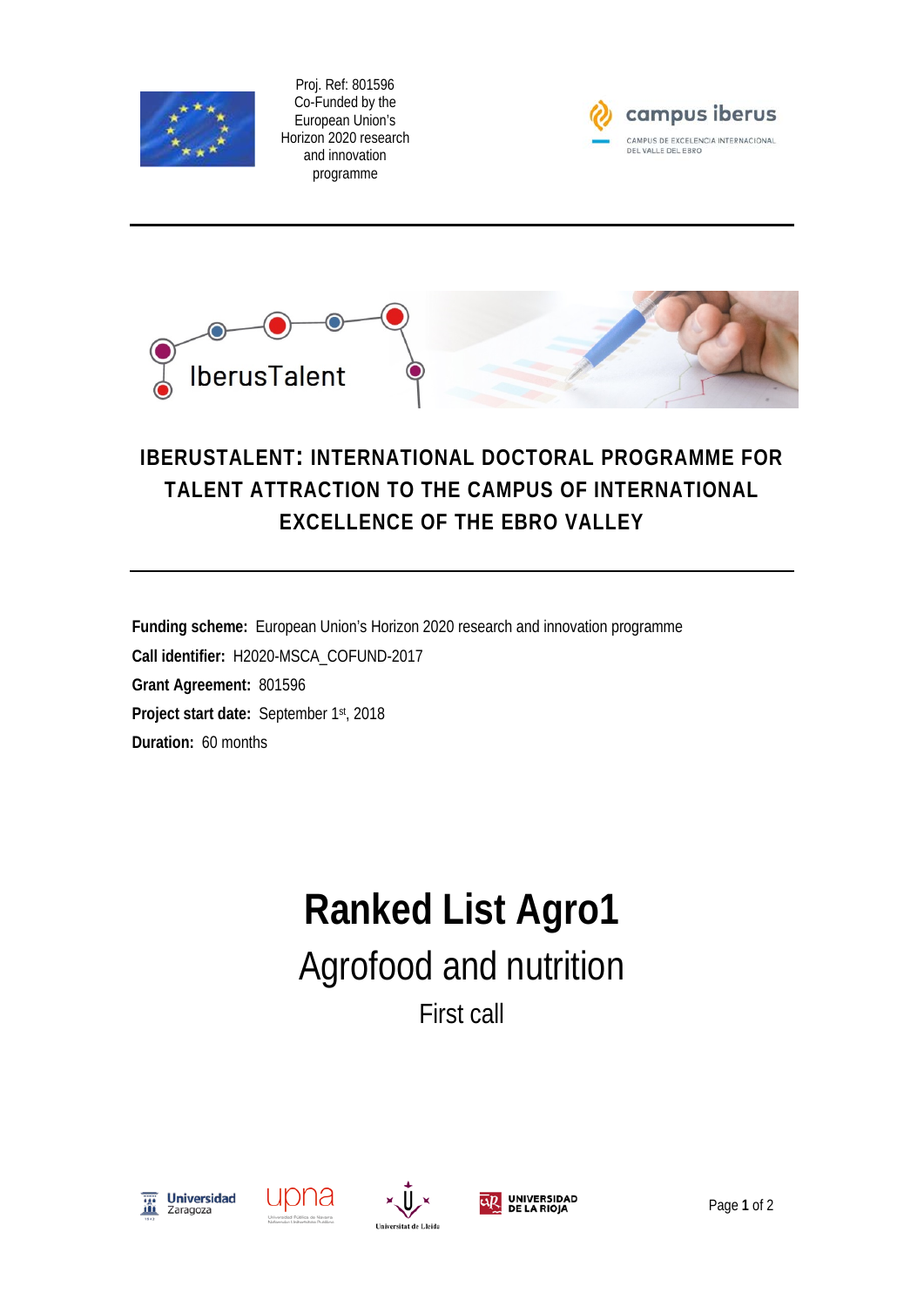Proj. Ref: 801596
Co-Funded by the
European Union's
Horizon 2020 research
and innovation
programme

campus iberus
CAMPUS DE EXCELENCIA INTERNACIONAL
DEL VALLE DEL EBRO

IberusTalent

# IBERUSTALENT: INTERNATIONAL DOCTORAL PROGRAMME FOR TALENT ATTRACTION TO THE CAMPUS OF INTERNATIONAL EXCELLENCE OF THE EBRO VALLEY

**Funding scheme:** European Union's Horizon 2020 research and innovation programme

**Call identifier:** H2020-MSCA_COFUND-2017

**Grant Agreement:** 801596

**Project start date:** September 1st, 2018

**Duration:** 60 months

# Ranked List Agro1

## Agrofood and nutrition

### First call

Universidad Zaragoza | upna | Universitat de Lleida | Universidad de La Rioja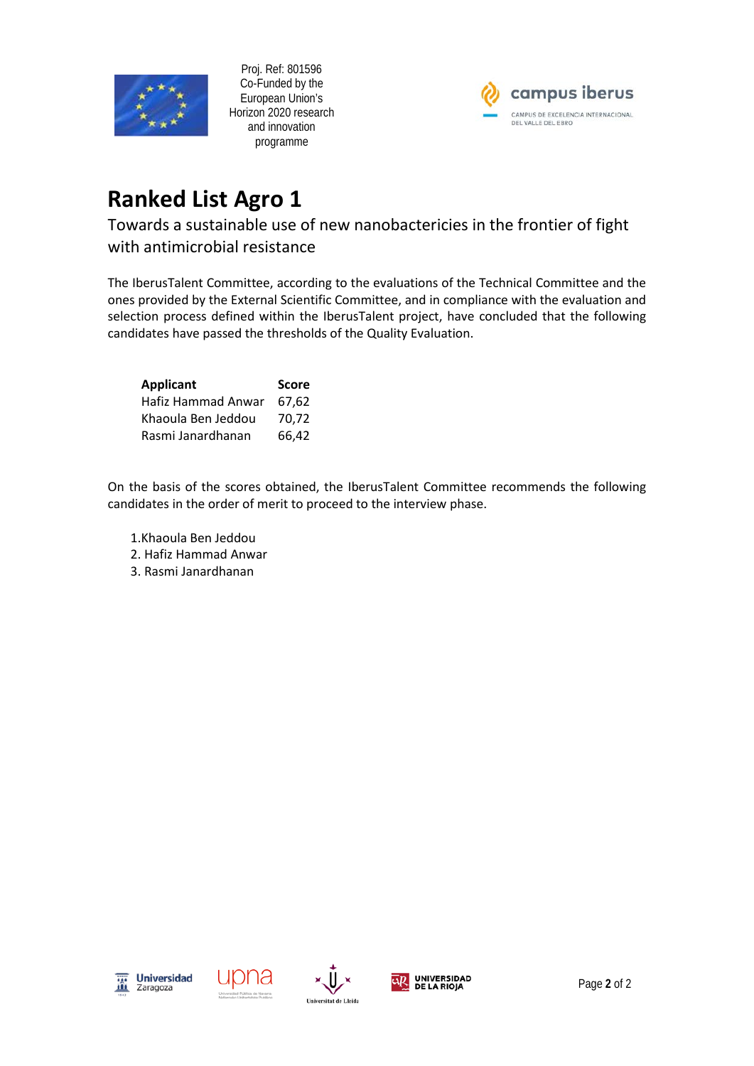Proj. Ref: 801596
Co-Funded by the European Union's Horizon 2020 research and innovation programme

# Ranked List Agro 1

Towards a sustainable use of new nanobactericies in the frontier of fight with antimicrobial resistance

The IberusTalent Committee, according to the evaluations of the Technical Committee and the ones provided by the External Scientific Committee, and in compliance with the evaluation and selection process defined within the IberusTalent project, have concluded that the following candidates have passed the thresholds of the Quality Evaluation.

| Applicant | Score |
|---|---|
| Hafiz Hammad Anwar | 67,62 |
| Khaoula Ben Jeddou | 70,72 |
| Rasmi Janardhanan | 66,42 |

On the basis of the scores obtained, the IberusTalent Committee recommends the following candidates in the order of merit to proceed to the interview phase.

1. Khaoula Ben Jeddou
2. Hafiz Hammad Anwar
3. Rasmi Janardhanan